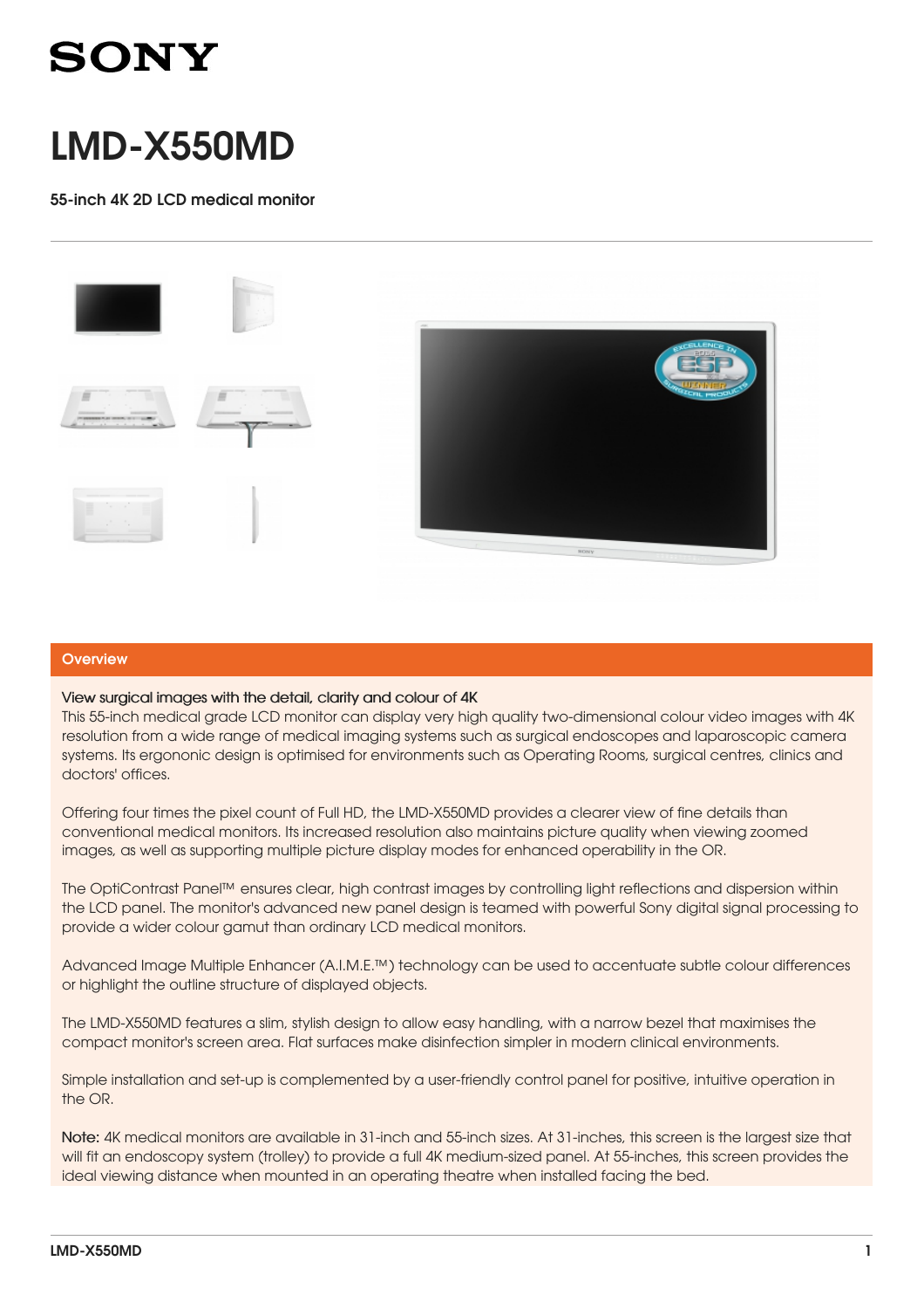SONY

# LMD-X550MD

55-inch 4K 2D LCD medical monitor

## Overview

View surgical images with the detail, clarity and colour of 4K
This 55-inch medical grade LCD monitor can display very high quality two-dimensional colour video images with 4K resolution from a wide range of medical imaging systems such as surgical endoscopes and laparoscopic camera systems. Its ergononic design is optimised for environments such as Operating Rooms, surgical centres, clinics and doctors' offices.

Offering four times the pixel count of Full HD, the LMD-X550MD provides a clearer view of fine details than conventional medical monitors. Its increased resolution also maintains picture quality when viewing zoomed images, as well as supporting multiple picture display modes for enhanced operability in the OR.

The OptiContrast Panel™ ensures clear, high contrast images by controlling light reflections and dispersion within the LCD panel. The monitor's advanced new panel design is teamed with powerful Sony digital signal processing to provide a wider colour gamut than ordinary LCD medical monitors.

Advanced Image Multiple Enhancer (A.I.M.E.™) technology can be used to accentuate subtle colour differences or highlight the outline structure of displayed objects.

The LMD-X550MD features a slim, stylish design to allow easy handling, with a narrow bezel that maximises the compact monitor's screen area. Flat surfaces make disinfection simpler in modern clinical environments.

Simple installation and set-up is complemented by a user-friendly control panel for positive, intuitive operation in the OR.

Note: 4K medical monitors are available in 31-inch and 55-inch sizes. At 31-inches, this screen is the largest size that will fit an endoscopy system (trolley) to provide a full 4K medium-sized panel. At 55-inches, this screen provides the ideal viewing distance when mounted in an operating theatre when installed facing the bed.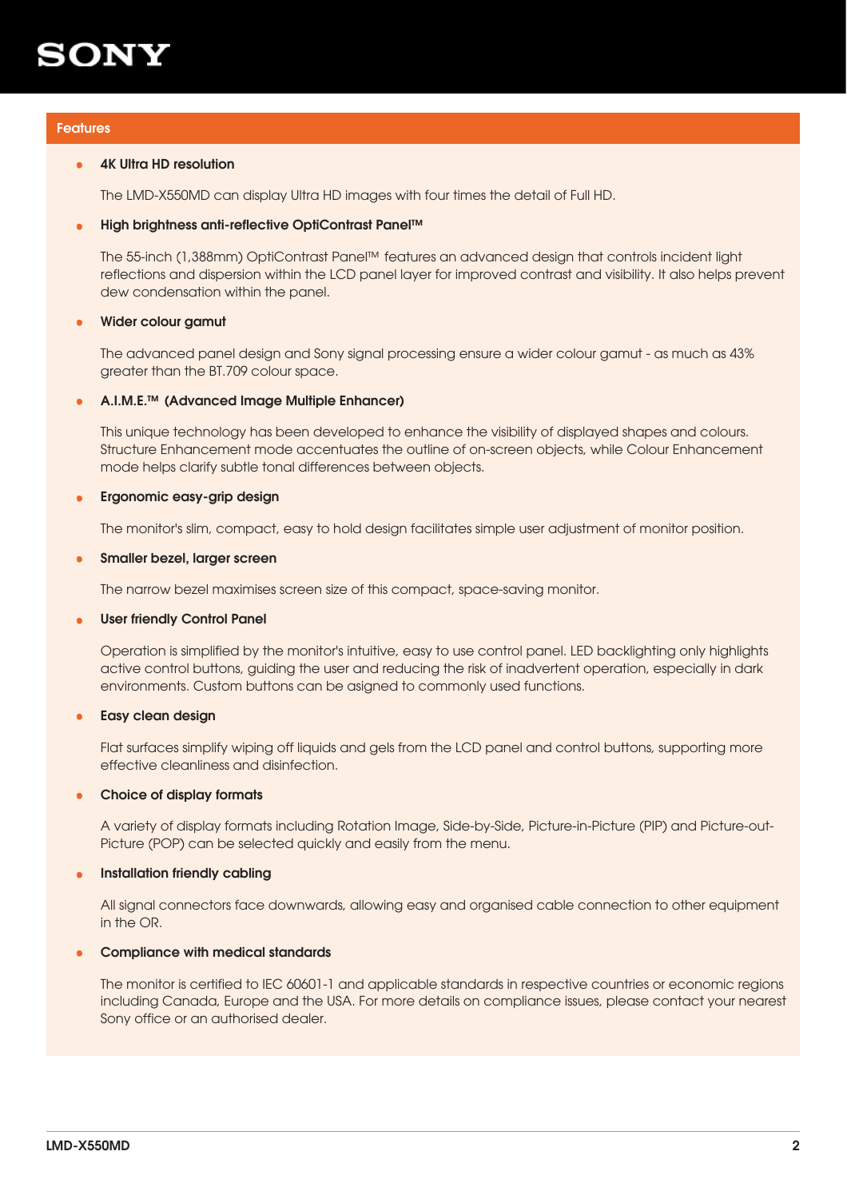## Features

- **4K Ultra HD resolution**

  The LMD-X550MD can display Ultra HD images with four times the detail of Full HD.

- **High brightness anti-reflective OptiContrast Panel™**

  The 55-inch (1,388mm) OptiContrast Panel™ features an advanced design that controls incident light reflections and dispersion within the LCD panel layer for improved contrast and visibility. It also helps prevent dew condensation within the panel.

- **Wider colour gamut**

  The advanced panel design and Sony signal processing ensure a wider colour gamut - as much as 43% greater than the BT.709 colour space.

- **A.I.M.E.™ (Advanced Image Multiple Enhancer)**

  This unique technology has been developed to enhance the visibility of displayed shapes and colours. Structure Enhancement mode accentuates the outline of on-screen objects, while Colour Enhancement mode helps clarify subtle tonal differences between objects.

- **Ergonomic easy-grip design**

  The monitor's slim, compact, easy to hold design facilitates simple user adjustment of monitor position.

- **Smaller bezel, larger screen**

  The narrow bezel maximises screen size of this compact, space-saving monitor.

- **User friendly Control Panel**

  Operation is simplified by the monitor's intuitive, easy to use control panel. LED backlighting only highlights active control buttons, guiding the user and reducing the risk of inadvertent operation, especially in dark environments. Custom buttons can be asigned to commonly used functions.

- **Easy clean design**

  Flat surfaces simplify wiping off liquids and gels from the LCD panel and control buttons, supporting more effective cleanliness and disinfection.

- **Choice of display formats**

  A variety of display formats including Rotation Image, Side-by-Side, Picture-in-Picture (PIP) and Picture-out-Picture (POP) can be selected quickly and easily from the menu.

- **Installation friendly cabling**

  All signal connectors face downwards, allowing easy and organised cable connection to other equipment in the OR.

- **Compliance with medical standards**

  The monitor is certified to IEC 60601-1 and applicable standards in respective countries or economic regions including Canada, Europe and the USA. For more details on compliance issues, please contact your nearest Sony office or an authorised dealer.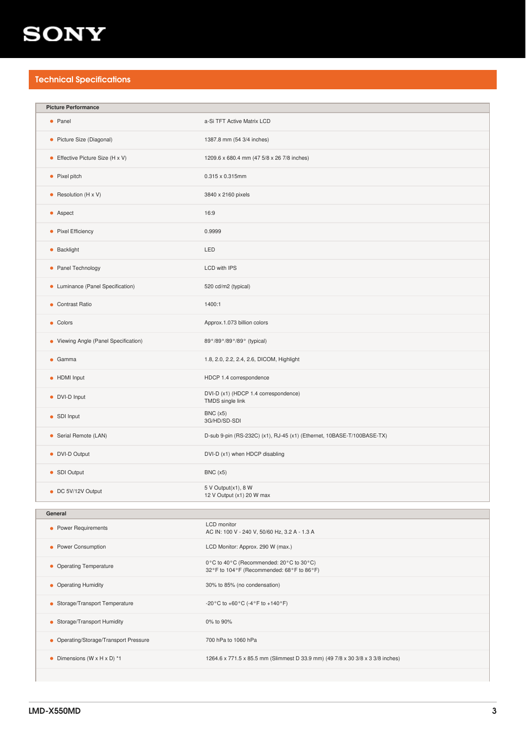## Technical Specifications

| Picture Performance | |
|---|---|
| Panel | a-Si TFT Active Matrix LCD |
| Picture Size (Diagonal) | 1387.8 mm (54 3/4 inches) |
| Effective Picture Size (H x V) | 1209.6 x 680.4 mm (47 5/8 x 26 7/8 inches) |
| Pixel pitch | 0.315 x 0.315mm |
| Resolution (H x V) | 3840 x 2160 pixels |
| Aspect | 16:9 |
| Pixel Efficiency | 0.9999 |
| Backlight | LED |
| Panel Technology | LCD with IPS |
| Luminance (Panel Specification) | 520 cd/m2 (typical) |
| Contrast Ratio | 1400:1 |
| Colors | Approx.1.073 billion colors |
| Viewing Angle (Panel Specification) | 89°/89°/89°/89° (typical) |
| Gamma | 1.8, 2.0, 2.2, 2.4, 2.6, DICOM, Highlight |
| HDMI Input | HDCP 1.4 correspondence |
| DVI-D Input | DVI-D (x1) (HDCP 1.4 correspondence)<br>TMDS single link |
| SDI Input | BNC (x5)<br>3G/HD/SD-SDI |
| Serial Remote (LAN) | D-sub 9-pin (RS-232C) (x1), RJ-45 (x1) (Ethernet, 10BASE-T/100BASE-TX) |
| DVI-D Output | DVI-D (x1) when HDCP disabling |
| SDI Output | BNC (x5) |
| DC 5V/12V Output | 5 V Output(x1), 8 W<br>12 V Output (x1) 20 W max |

| General | |
|---|---|
| Power Requirements | LCD monitor<br>AC IN: 100 V - 240 V, 50/60 Hz, 3.2 A - 1.3 A |
| Power Consumption | LCD Monitor: Approx. 290 W (max.) |
| Operating Temperature | 0°C to 40°C (Recommended: 20°C to 30°C)<br>32°F to 104°F (Recommended: 68°F to 86°F) |
| Operating Humidity | 30% to 85% (no condensation) |
| Storage/Transport Temperature | -20°C to +60°C (-4°F to +140°F) |
| Storage/Transport Humidity | 0% to 90% |
| Operating/Storage/Transport Pressure | 700 hPa to 1060 hPa |
| Dimensions (W x H x D) *1 | 1264.6 x 771.5 x 85.5 mm (Slimmest D 33.9 mm) (49 7/8 x 30 3/8 x 3 3/8 inches) |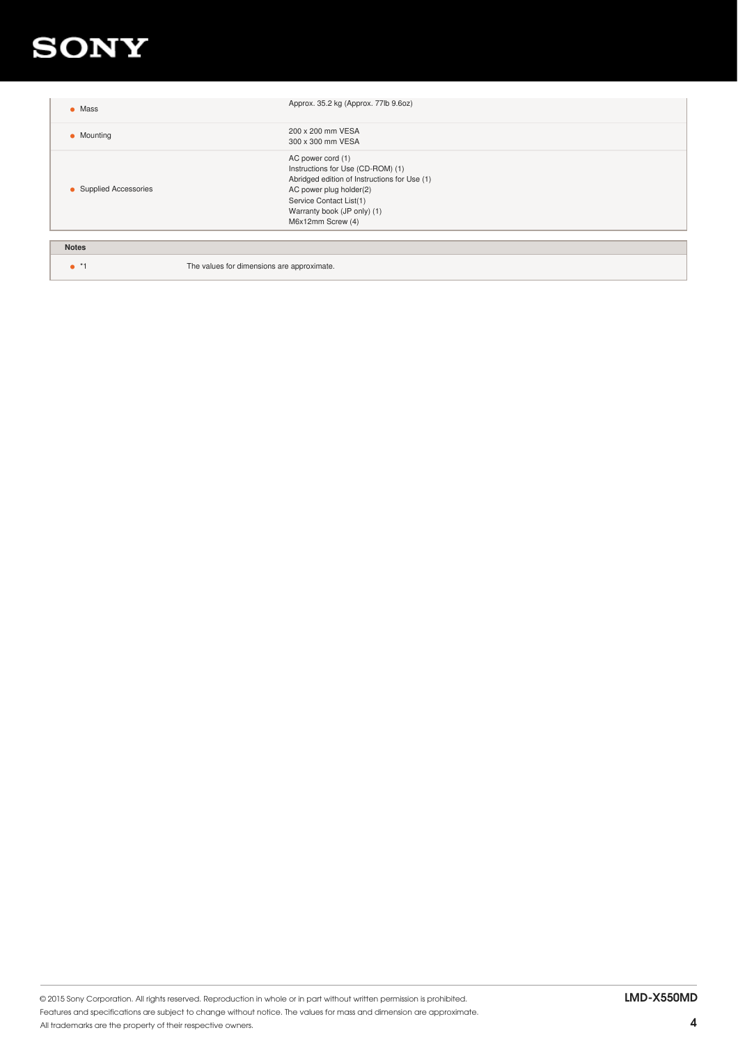| | |
|---|---|
| Mass | Approx. 35.2 kg (Approx. 77lb 9.6oz) |
| Mounting | 200 x 200 mm VESA<br>300 x 300 mm VESA |
| Supplied Accessories | AC power cord (1)<br>Instructions for Use (CD-ROM) (1)<br>Abridged edition of Instructions for Use (1)<br>AC power plug holder(2)<br>Service Contact List(1)<br>Warranty book (JP only) (1)<br>M6x12mm Screw (4) |

**Notes**

| | |
|---|---|
| *1 | The values for dimensions are approximate. |

© 2015 Sony Corporation. All rights reserved. Reproduction in whole or in part without written permission is prohibited.
Features and specifications are subject to change without notice. The values for mass and dimension are approximate.
All trademarks are the property of their respective owners.